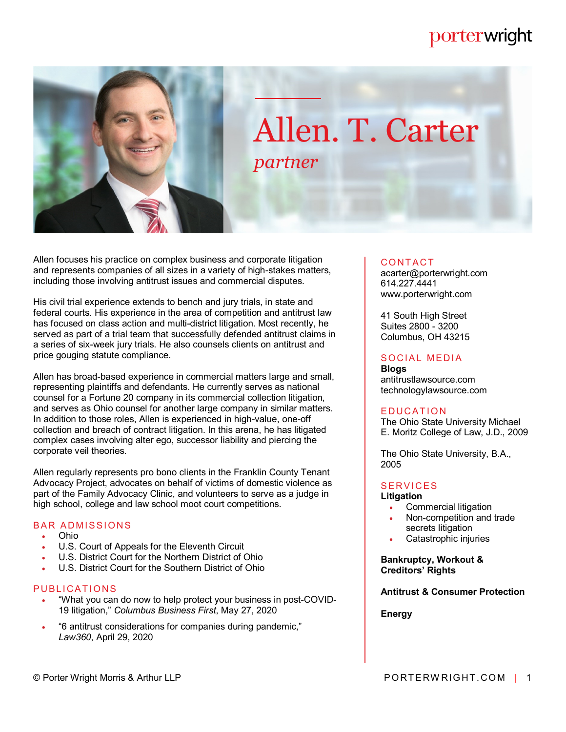# Allen. T. Carter

*partner*

Allen focuses his practice on complex business and corporate litigation and represents companies of all sizes in a variety of high-stakes matters, including those involving antitrust issues and commercial disputes.

His civil trial experience extends to bench and jury trials, in state and federal courts. His experience in the area of competition and antitrust law has focused on class action and multi-district litigation. Most recently, he served as part of a trial team that successfully defended antitrust claims in a series of six-week jury trials. He also counsels clients on antitrust and price gouging statute compliance.

Allen has broad-based experience in commercial matters large and small, representing plaintiffs and defendants. He currently serves as national counsel for a Fortune 20 company in its commercial collection litigation, and serves as Ohio counsel for another large company in similar matters. In addition to those roles, Allen is experienced in high-value, one-off collection and breach of contract litigation. In this arena, he has litigated complex cases involving alter ego, successor liability and piercing the corporate veil theories.

Allen regularly represents pro bono clients in the Franklin County Tenant Advocacy Project, advocates on behalf of victims of domestic violence as part of the Family Advocacy Clinic, and volunteers to serve as a judge in high school, college and law school moot court competitions.

## BAR ADMISSIONS

- Ohio
- U.S. Court of Appeals for the Eleventh Circuit
- U.S. District Court for the Northern District of Ohio
- U.S. District Court for the Southern District of Ohio

## PUBLICATIONS

- "What you can do now to help protect your business in post-COVID-19 litigation," *Columbus Business First*, May 27, 2020
- "6 antitrust considerations for companies during pandemic," *Law360*, April 29, 2020

## CONTACT

acarter@porterwright.com
614.227.4441
www.porterwright.com

41 South High Street
Suites 2800 - 3200
Columbus, OH 43215

## SOCIAL MEDIA

**Blogs**
antitrustlawsource.com
technologylawsource.com

## EDUCATION

The Ohio State University Michael E. Moritz College of Law, J.D., 2009

The Ohio State University, B.A., 2005

## SERVICES

**Litigation**

- Commercial litigation
- Non-competition and trade secrets litigation
- Catastrophic injuries

**Bankruptcy, Workout & Creditors' Rights**

**Antitrust & Consumer Protection**

**Energy**

© Porter Wright Morris & Arthur LLP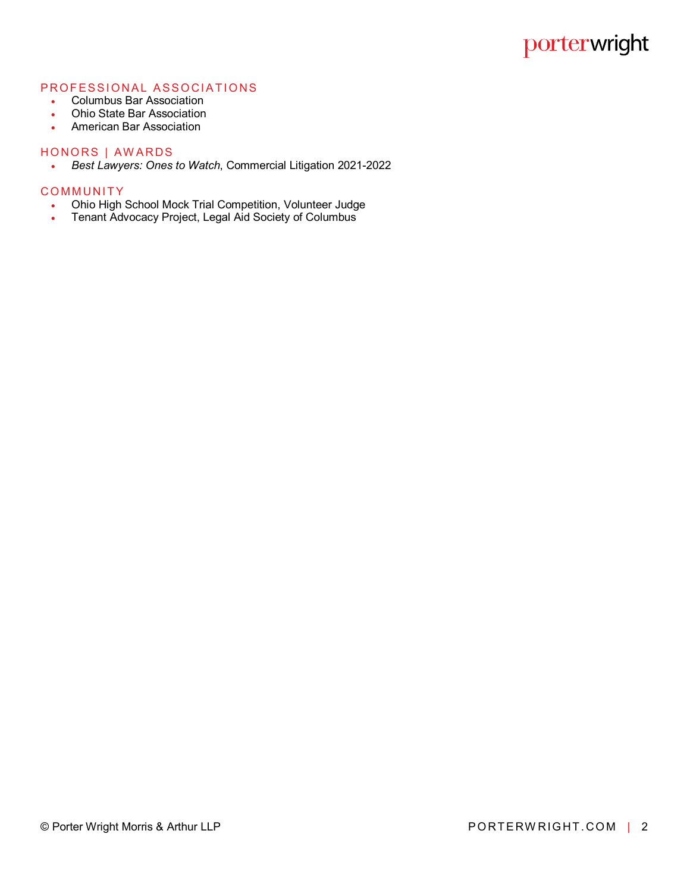## PROFESSIONAL ASSOCIATIONS

- Columbus Bar Association
- Ohio State Bar Association
- American Bar Association

## HONORS | AWARDS

- *Best Lawyers: Ones to Watch*, Commercial Litigation 2021-2022

## COMMUNITY

- Ohio High School Mock Trial Competition, Volunteer Judge
- Tenant Advocacy Project, Legal Aid Society of Columbus